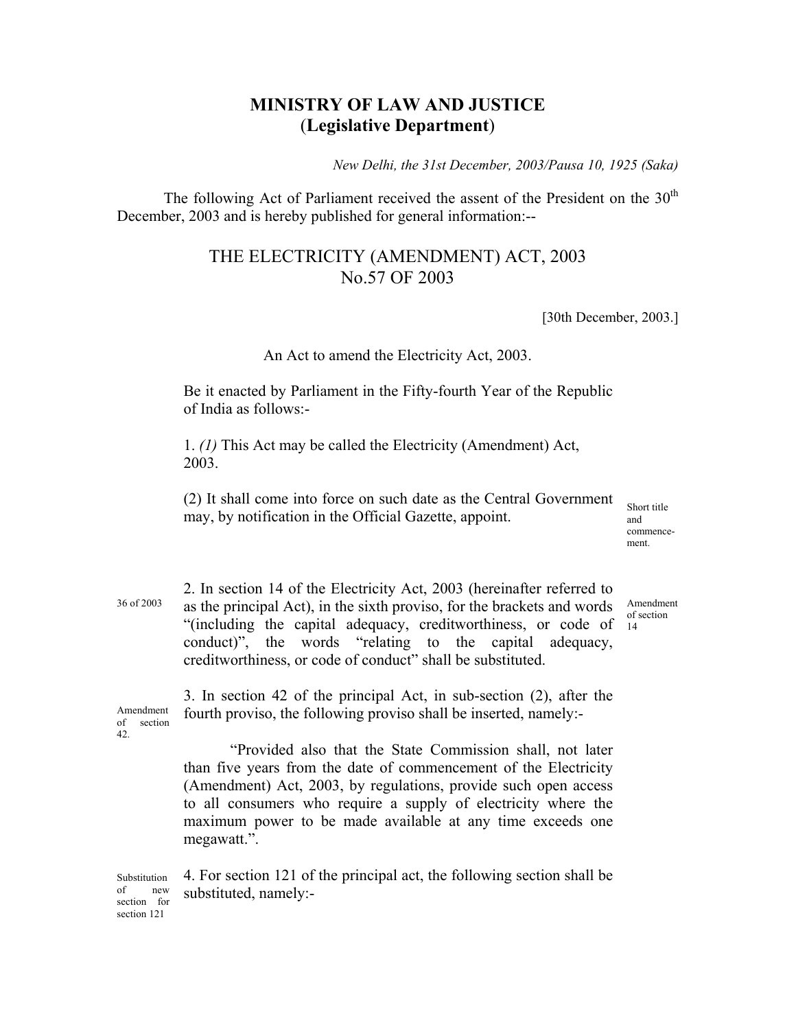# MINISTRY OF LAW AND JUSTICE
## (Legislative Department)

*New Delhi, the 31st December, 2003/Pausa 10, 1925 (Saka)*

The following Act of Parliament received the assent of the President on the 30th December, 2003 and is hereby published for general information:--

## THE ELECTRICITY (AMENDMENT) ACT, 2003
## No.57 OF 2003

[30th December, 2003.]

An Act to amend the Electricity Act, 2003.

Be it enacted by Parliament in the Fifty-fourth Year of the Republic of India as follows:-

Short title and commencement.

1. *(1)* This Act may be called the Electricity (Amendment) Act, 2003.

(2) It shall come into force on such date as the Central Government may, by notification in the Official Gazette, appoint.

Amendment of section 14

2. In section 14 of the Electricity Act, 2003 (36 of 2003) (hereinafter referred to as the principal Act), in the sixth proviso, for the brackets and words "(including the capital adequacy, creditworthiness, or code of conduct)", the words "relating to the capital adequacy, creditworthiness, or code of conduct" shall be substituted.

Amendment of section 42.

3. In section 42 of the principal Act, in sub-section (2), after the fourth proviso, the following proviso shall be inserted, namely:-

"Provided also that the State Commission shall, not later than five years from the date of commencement of the Electricity (Amendment) Act, 2003, by regulations, provide such open access to all consumers who require a supply of electricity where the maximum power to be made available at any time exceeds one megawatt.".

Substitution of new section for section 121

4. For section 121 of the principal act, the following section shall be substituted, namely:-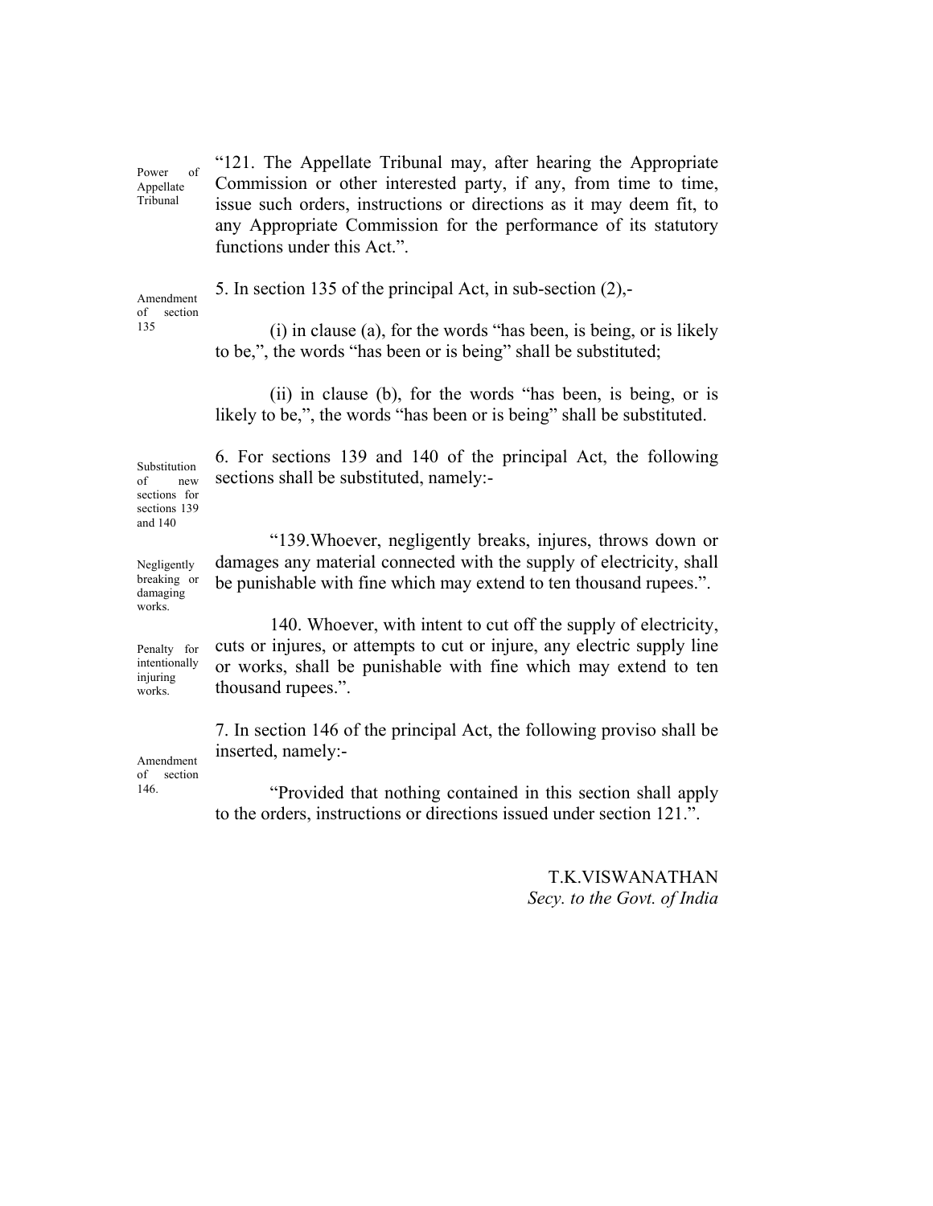Power of Appellate Tribunal

"121. The Appellate Tribunal may, after hearing the Appropriate Commission or other interested party, if any, from time to time, issue such orders, instructions or directions as it may deem fit, to any Appropriate Commission for the performance of its statutory functions under this Act.".

Amendment of section 135

5. In section 135 of the principal Act, in sub-section (2),-

(i) in clause (a), for the words "has been, is being, or is likely to be,", the words "has been or is being" shall be substituted;

(ii) in clause (b), for the words "has been, is being, or is likely to be,", the words "has been or is being" shall be substituted.

Substitution of new sections for sections 139 and 140

6. For sections 139 and 140 of the principal Act, the following sections shall be substituted, namely:-

Negligently breaking or damaging works.

"139.Whoever, negligently breaks, injures, throws down or damages any material connected with the supply of electricity, shall be punishable with fine which may extend to ten thousand rupees.".

Penalty for intentionally injuring works.

140. Whoever, with intent to cut off the supply of electricity, cuts or injures, or attempts to cut or injure, any electric supply line or works, shall be punishable with fine which may extend to ten thousand rupees.".

Amendment of section 146.

7. In section 146 of the principal Act, the following proviso shall be inserted, namely:-

"Provided that nothing contained in this section shall apply to the orders, instructions or directions issued under section 121.".

T.K.VISWANATHAN
*Secy. to the Govt. of India*